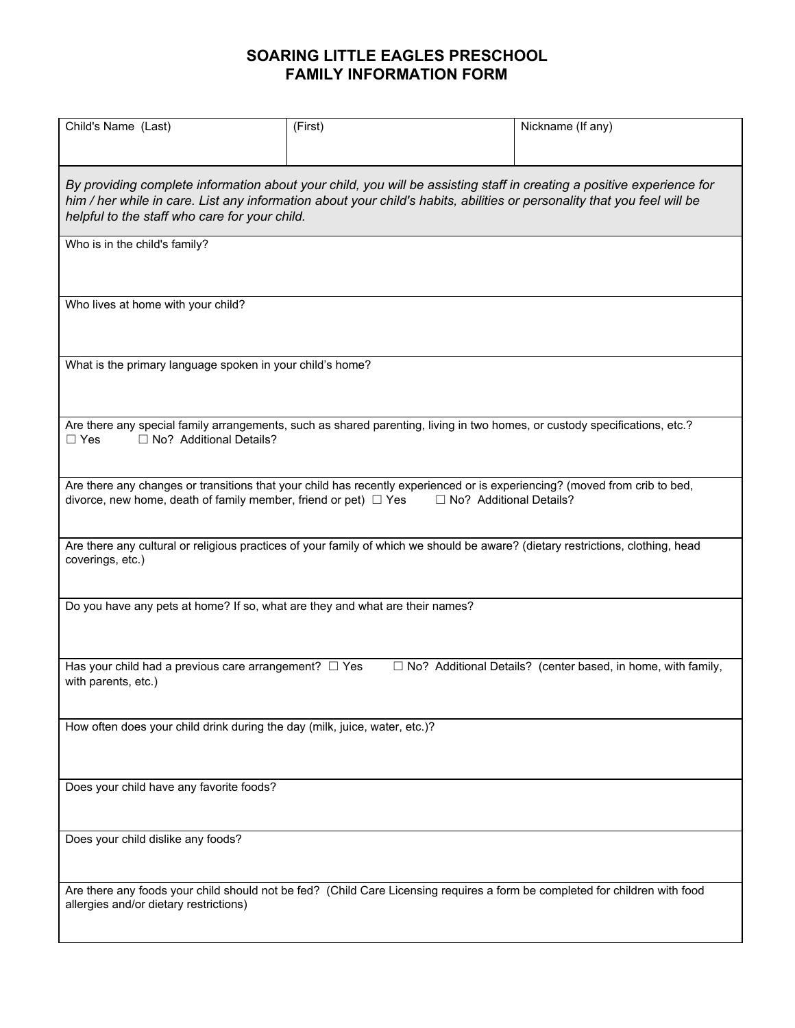# SOARING LITTLE EAGLES PRESCHOOL
# FAMILY INFORMATION FORM

| Child's Name (Last) | (First) | Nickname (If any) |
|---|---|---|
| | | |

*By providing complete information about your child, you will be assisting staff in creating a positive experience for him / her while in care. List any information about your child's habits, abilities or personality that you feel will be helpful to the staff who care for your child.*

Who is in the child's family?

Who lives at home with your child?

What is the primary language spoken in your child's home?

Are there any special family arrangements, such as shared parenting, living in two homes, or custody specifications, etc.?
☐ Yes ☐ No? Additional Details?

Are there any changes or transitions that your child has recently experienced or is experiencing? (moved from crib to bed, divorce, new home, death of family member, friend or pet) ☐ Yes ☐ No? Additional Details?

Are there any cultural or religious practices of your family of which we should be aware? (dietary restrictions, clothing, head coverings, etc.)

Do you have any pets at home? If so, what are they and what are their names?

Has your child had a previous care arrangement? ☐ Yes ☐ No? Additional Details? (center based, in home, with family, with parents, etc.)

How often does your child drink during the day (milk, juice, water, etc.)?

Does your child have any favorite foods?

Does your child dislike any foods?

Are there any foods your child should not be fed? (Child Care Licensing requires a form be completed for children with food allergies and/or dietary restrictions)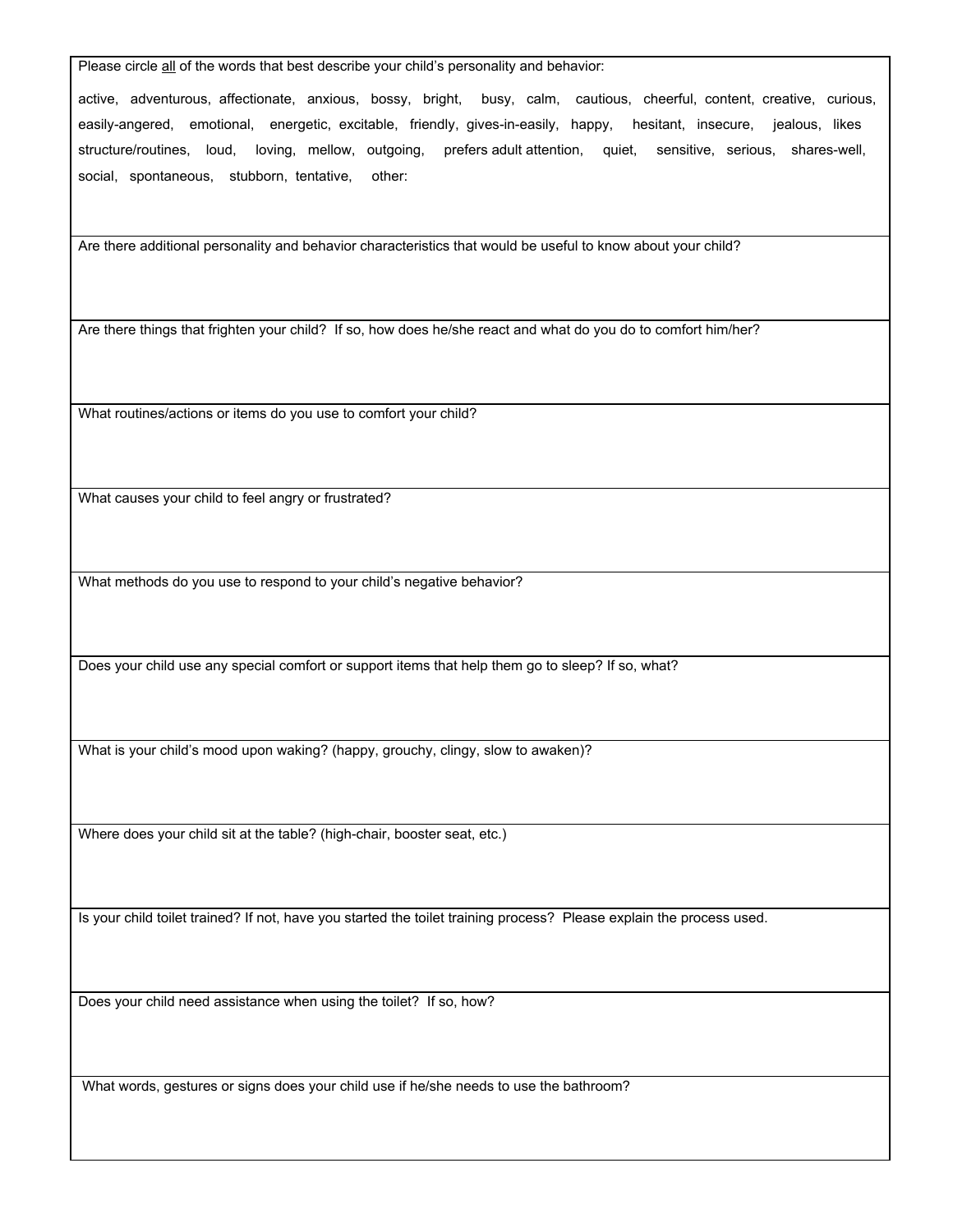Please circle <u>all</u> of the words that best describe your child's personality and behavior:

active, adventurous, affectionate, anxious, bossy, bright, busy, calm, cautious, cheerful, content, creative, curious, easily-angered, emotional, energetic, excitable, friendly, gives-in-easily, happy, hesitant, insecure, jealous, likes structure/routines, loud, loving, mellow, outgoing, prefers adult attention, quiet, sensitive, serious, shares-well, social, spontaneous, stubborn, tentative, other:

---

Are there additional personality and behavior characteristics that would be useful to know about your child?

---

Are there things that frighten your child? If so, how does he/she react and what do you do to comfort him/her?

---

What routines/actions or items do you use to comfort your child?

---

What causes your child to feel angry or frustrated?

---

What methods do you use to respond to your child's negative behavior?

---

Does your child use any special comfort or support items that help them go to sleep? If so, what?

---

What is your child's mood upon waking? (happy, grouchy, clingy, slow to awaken)?

---

Where does your child sit at the table? (high-chair, booster seat, etc.)

---

Is your child toilet trained? If not, have you started the toilet training process? Please explain the process used.

---

Does your child need assistance when using the toilet? If so, how?

---

What words, gestures or signs does your child use if he/she needs to use the bathroom?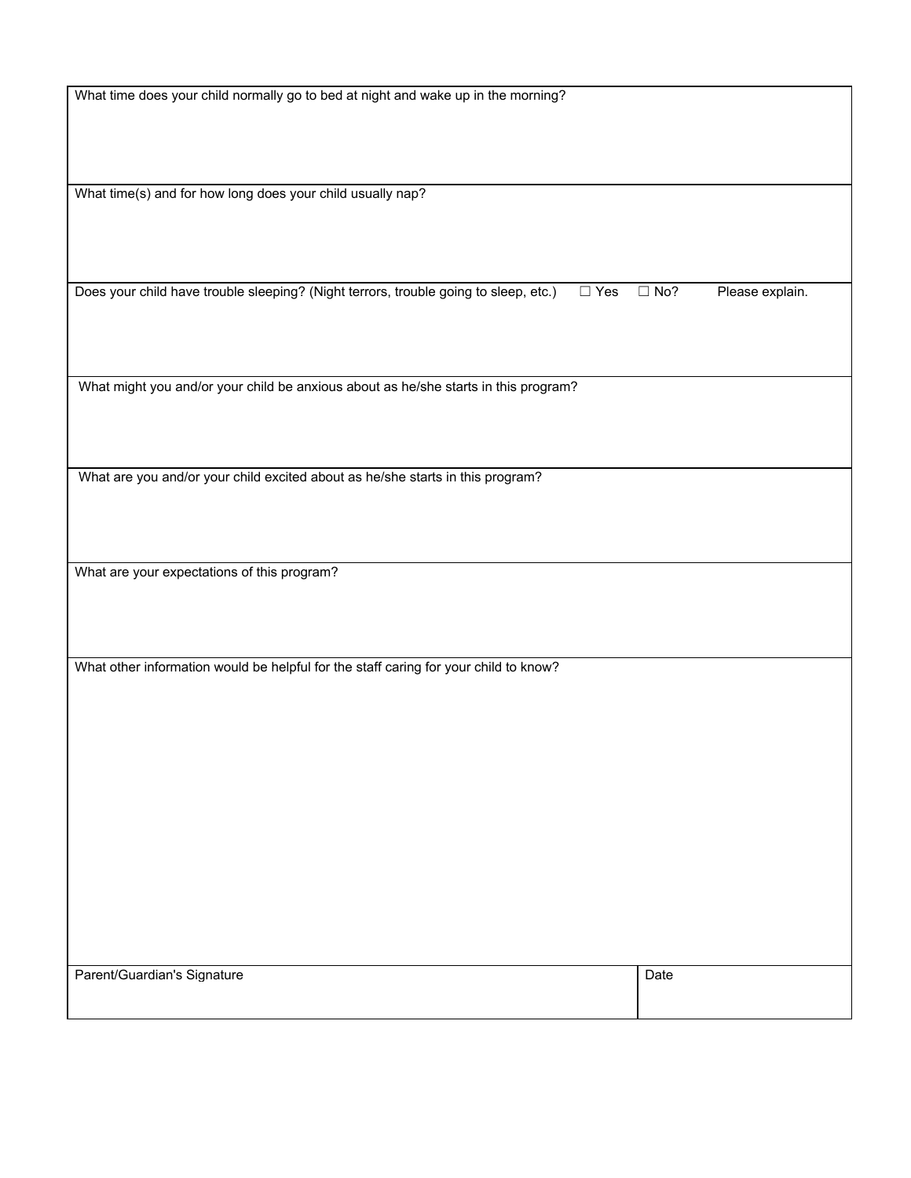| What time does your child normally go to bed at night and wake up in the morning? | |
|---|---|
| What time(s) and for how long does your child usually nap? | |
| Does your child have trouble sleeping? (Night terrors, trouble going to sleep, etc.) ☐ Yes ☐ No? Please explain. | |
| What might you and/or your child be anxious about as he/she starts in this program? | |
| What are you and/or your child excited about as he/she starts in this program? | |
| What are your expectations of this program? | |
| What other information would be helpful for the staff caring for your child to know? | |
| Parent/Guardian's Signature | Date |